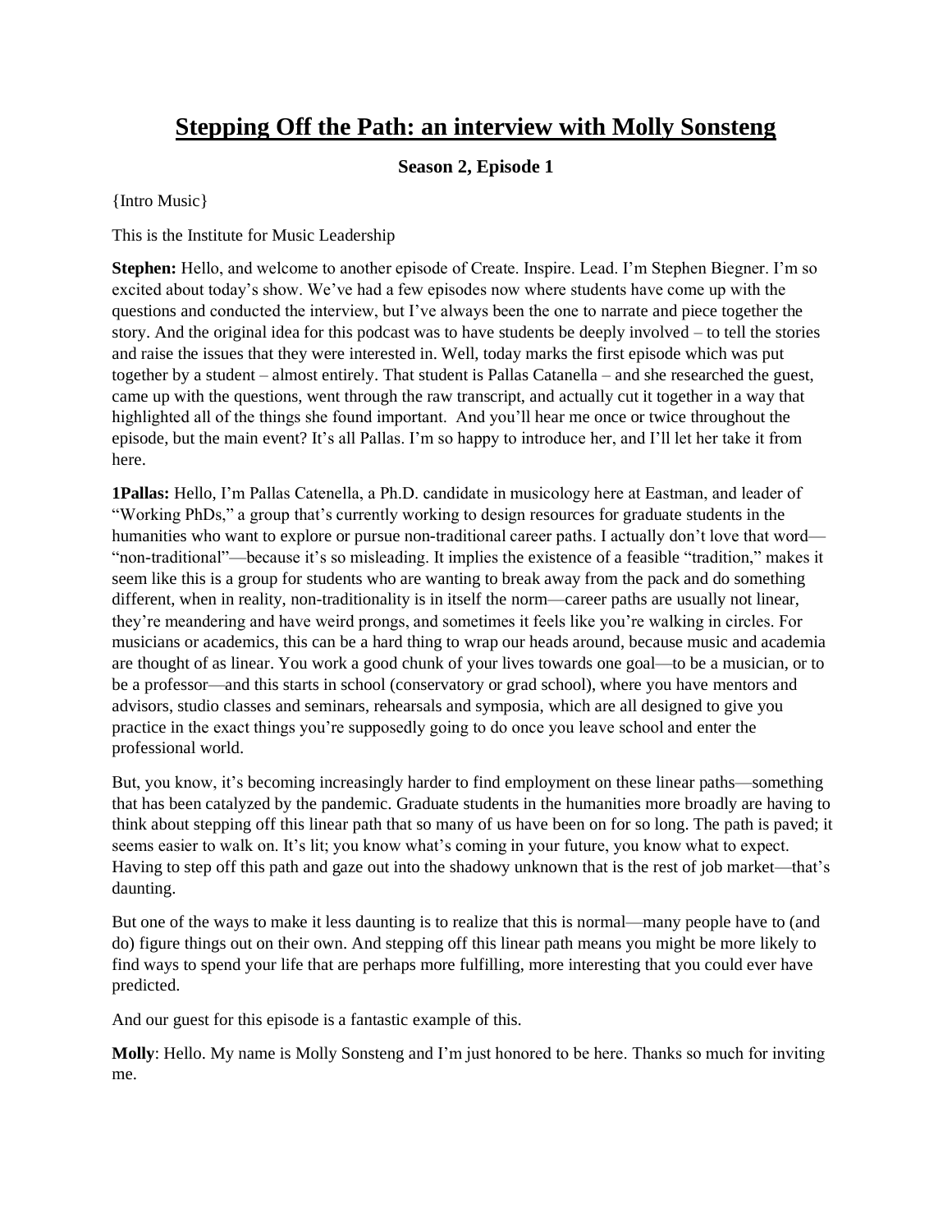# Stepping Off the Path: an interview with Molly Sonsteng

## Season 2, Episode 1

{Intro Music}

This is the Institute for Music Leadership

**Stephen:** Hello, and welcome to another episode of Create. Inspire. Lead. I'm Stephen Biegner. I'm so excited about today's show. We've had a few episodes now where students have come up with the questions and conducted the interview, but I've always been the one to narrate and piece together the story. And the original idea for this podcast was to have students be deeply involved – to tell the stories and raise the issues that they were interested in. Well, today marks the first episode which was put together by a student – almost entirely. That student is Pallas Catanella – and she researched the guest, came up with the questions, went through the raw transcript, and actually cut it together in a way that highlighted all of the things she found important. And you'll hear me once or twice throughout the episode, but the main event? It's all Pallas. I'm so happy to introduce her, and I'll let her take it from here.

**1Pallas:** Hello, I'm Pallas Catenella, a Ph.D. candidate in musicology here at Eastman, and leader of "Working PhDs," a group that's currently working to design resources for graduate students in the humanities who want to explore or pursue non-traditional career paths. I actually don't love that word—"non-traditional"—because it's so misleading. It implies the existence of a feasible "tradition," makes it seem like this is a group for students who are wanting to break away from the pack and do something different, when in reality, non-traditionality is in itself the norm—career paths are usually not linear, they're meandering and have weird prongs, and sometimes it feels like you're walking in circles. For musicians or academics, this can be a hard thing to wrap our heads around, because music and academia are thought of as linear. You work a good chunk of your lives towards one goal—to be a musician, or to be a professor—and this starts in school (conservatory or grad school), where you have mentors and advisors, studio classes and seminars, rehearsals and symposia, which are all designed to give you practice in the exact things you're supposedly going to do once you leave school and enter the professional world.

But, you know, it's becoming increasingly harder to find employment on these linear paths—something that has been catalyzed by the pandemic. Graduate students in the humanities more broadly are having to think about stepping off this linear path that so many of us have been on for so long. The path is paved; it seems easier to walk on. It's lit; you know what's coming in your future, you know what to expect. Having to step off this path and gaze out into the shadowy unknown that is the rest of job market—that's daunting.

But one of the ways to make it less daunting is to realize that this is normal—many people have to (and do) figure things out on their own. And stepping off this linear path means you might be more likely to find ways to spend your life that are perhaps more fulfilling, more interesting that you could ever have predicted.

And our guest for this episode is a fantastic example of this.

**Molly**: Hello. My name is Molly Sonsteng and I'm just honored to be here. Thanks so much for inviting me.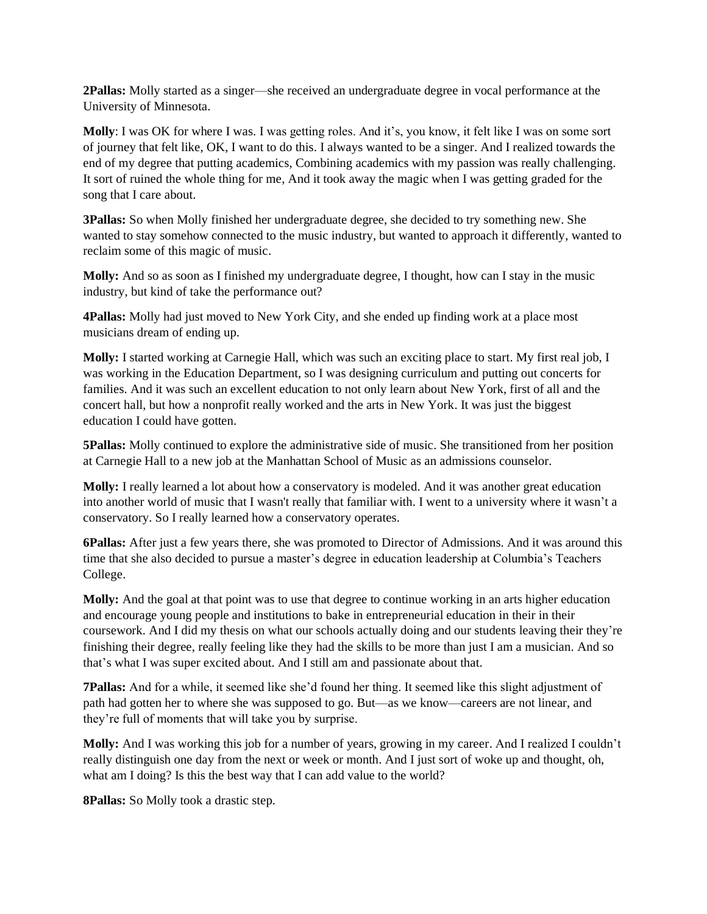**2Pallas:** Molly started as a singer—she received an undergraduate degree in vocal performance at the University of Minnesota.

**Molly**: I was OK for where I was. I was getting roles. And it's, you know, it felt like I was on some sort of journey that felt like, OK, I want to do this. I always wanted to be a singer. And I realized towards the end of my degree that putting academics, Combining academics with my passion was really challenging. It sort of ruined the whole thing for me, And it took away the magic when I was getting graded for the song that I care about.

**3Pallas:** So when Molly finished her undergraduate degree, she decided to try something new. She wanted to stay somehow connected to the music industry, but wanted to approach it differently, wanted to reclaim some of this magic of music.

**Molly:** And so as soon as I finished my undergraduate degree, I thought, how can I stay in the music industry, but kind of take the performance out?

**4Pallas:** Molly had just moved to New York City, and she ended up finding work at a place most musicians dream of ending up.

**Molly:** I started working at Carnegie Hall, which was such an exciting place to start. My first real job, I was working in the Education Department, so I was designing curriculum and putting out concerts for families. And it was such an excellent education to not only learn about New York, first of all and the concert hall, but how a nonprofit really worked and the arts in New York. It was just the biggest education I could have gotten.

**5Pallas:** Molly continued to explore the administrative side of music. She transitioned from her position at Carnegie Hall to a new job at the Manhattan School of Music as an admissions counselor.

**Molly:** I really learned a lot about how a conservatory is modeled. And it was another great education into another world of music that I wasn't really that familiar with. I went to a university where it wasn't a conservatory. So I really learned how a conservatory operates.

**6Pallas:** After just a few years there, she was promoted to Director of Admissions. And it was around this time that she also decided to pursue a master's degree in education leadership at Columbia's Teachers College.

**Molly:** And the goal at that point was to use that degree to continue working in an arts higher education and encourage young people and institutions to bake in entrepreneurial education in their in their coursework. And I did my thesis on what our schools actually doing and our students leaving their they're finishing their degree, really feeling like they had the skills to be more than just I am a musician. And so that's what I was super excited about. And I still am and passionate about that.

**7Pallas:** And for a while, it seemed like she'd found her thing. It seemed like this slight adjustment of path had gotten her to where she was supposed to go. But—as we know—careers are not linear, and they're full of moments that will take you by surprise.

**Molly:** And I was working this job for a number of years, growing in my career. And I realized I couldn't really distinguish one day from the next or week or month. And I just sort of woke up and thought, oh, what am I doing? Is this the best way that I can add value to the world?

**8Pallas:** So Molly took a drastic step.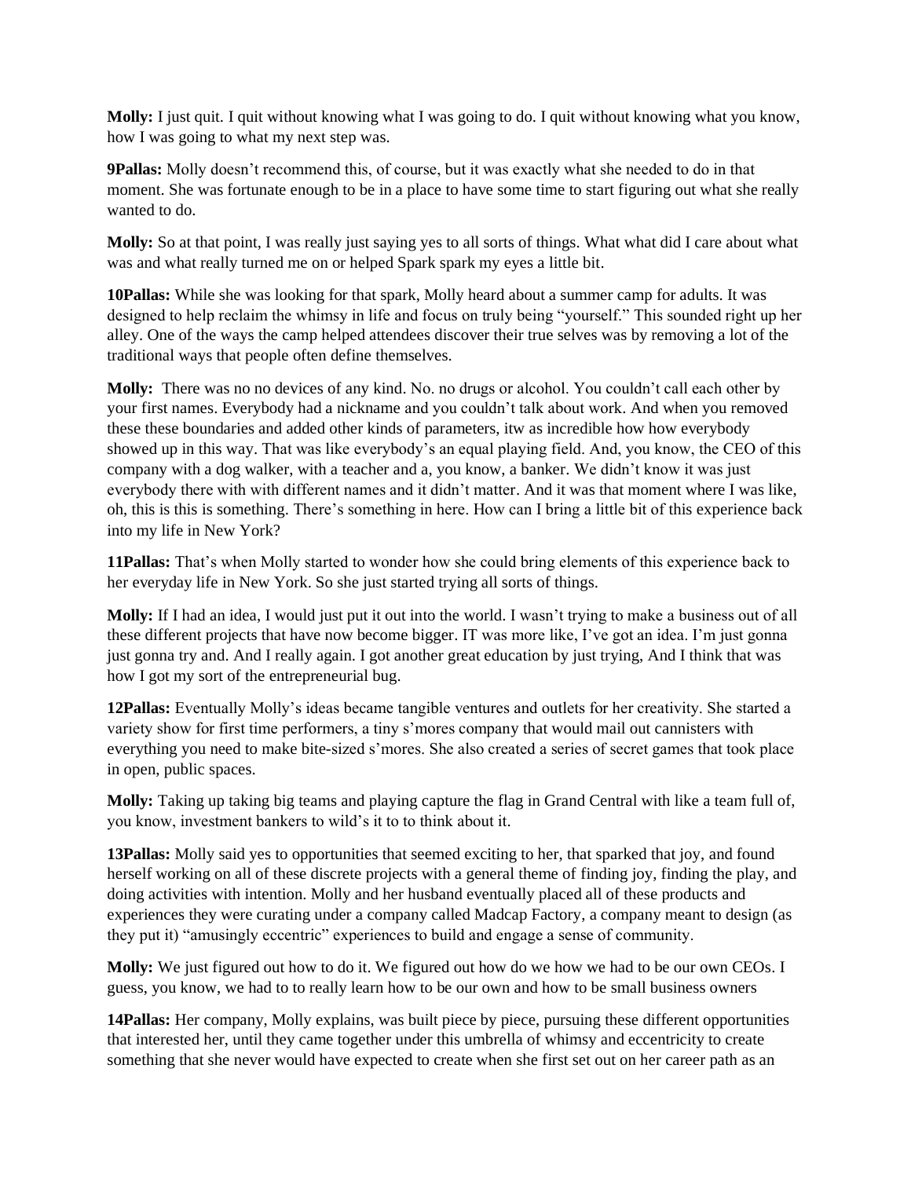**Molly:** I just quit. I quit without knowing what I was going to do. I quit without knowing what you know, how I was going to what my next step was.

**9Pallas:** Molly doesn't recommend this, of course, but it was exactly what she needed to do in that moment. She was fortunate enough to be in a place to have some time to start figuring out what she really wanted to do.

**Molly:** So at that point, I was really just saying yes to all sorts of things. What what did I care about what was and what really turned me on or helped Spark spark my eyes a little bit.

**10Pallas:** While she was looking for that spark, Molly heard about a summer camp for adults. It was designed to help reclaim the whimsy in life and focus on truly being "yourself." This sounded right up her alley. One of the ways the camp helped attendees discover their true selves was by removing a lot of the traditional ways that people often define themselves.

**Molly:** There was no no devices of any kind. No. no drugs or alcohol. You couldn't call each other by your first names. Everybody had a nickname and you couldn't talk about work. And when you removed these these boundaries and added other kinds of parameters, itw as incredible how how everybody showed up in this way. That was like everybody's an equal playing field. And, you know, the CEO of this company with a dog walker, with a teacher and a, you know, a banker. We didn't know it was just everybody there with with different names and it didn't matter. And it was that moment where I was like, oh, this is this is something. There's something in here. How can I bring a little bit of this experience back into my life in New York?

**11Pallas:** That's when Molly started to wonder how she could bring elements of this experience back to her everyday life in New York. So she just started trying all sorts of things.

**Molly:** If I had an idea, I would just put it out into the world. I wasn't trying to make a business out of all these different projects that have now become bigger. IT was more like, I've got an idea. I'm just gonna just gonna try and. And I really again. I got another great education by just trying, And I think that was how I got my sort of the entrepreneurial bug.

**12Pallas:** Eventually Molly's ideas became tangible ventures and outlets for her creativity. She started a variety show for first time performers, a tiny s'mores company that would mail out cannisters with everything you need to make bite-sized s'mores. She also created a series of secret games that took place in open, public spaces.

**Molly:** Taking up taking big teams and playing capture the flag in Grand Central with like a team full of, you know, investment bankers to wild's it to to think about it.

**13Pallas:** Molly said yes to opportunities that seemed exciting to her, that sparked that joy, and found herself working on all of these discrete projects with a general theme of finding joy, finding the play, and doing activities with intention. Molly and her husband eventually placed all of these products and experiences they were curating under a company called Madcap Factory, a company meant to design (as they put it) "amusingly eccentric" experiences to build and engage a sense of community.

**Molly:** We just figured out how to do it. We figured out how do we how we had to be our own CEOs. I guess, you know, we had to to really learn how to be our own and how to be small business owners

**14Pallas:** Her company, Molly explains, was built piece by piece, pursuing these different opportunities that interested her, until they came together under this umbrella of whimsy and eccentricity to create something that she never would have expected to create when she first set out on her career path as an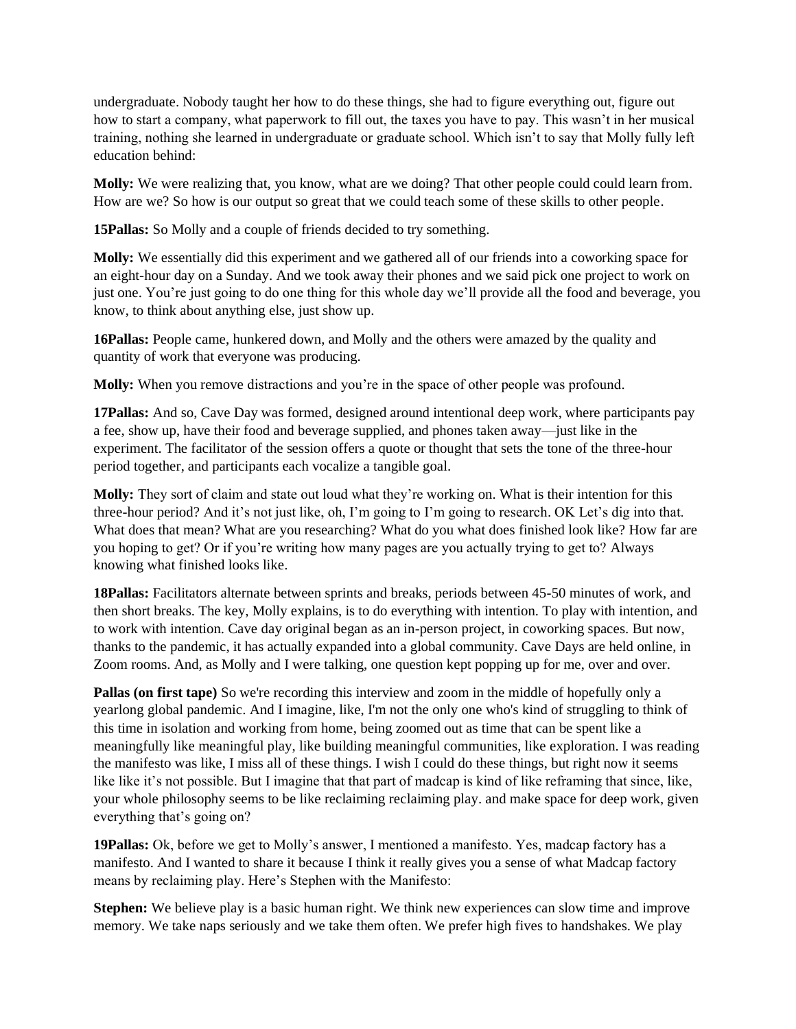undergraduate. Nobody taught her how to do these things, she had to figure everything out, figure out how to start a company, what paperwork to fill out, the taxes you have to pay. This wasn't in her musical training, nothing she learned in undergraduate or graduate school. Which isn't to say that Molly fully left education behind:

**Molly:** We were realizing that, you know, what are we doing? That other people could could learn from. How are we? So how is our output so great that we could teach some of these skills to other people.

**15Pallas:** So Molly and a couple of friends decided to try something.

**Molly:** We essentially did this experiment and we gathered all of our friends into a coworking space for an eight-hour day on a Sunday. And we took away their phones and we said pick one project to work on just one. You're just going to do one thing for this whole day we'll provide all the food and beverage, you know, to think about anything else, just show up.

**16Pallas:** People came, hunkered down, and Molly and the others were amazed by the quality and quantity of work that everyone was producing.

**Molly:** When you remove distractions and you're in the space of other people was profound.

**17Pallas:** And so, Cave Day was formed, designed around intentional deep work, where participants pay a fee, show up, have their food and beverage supplied, and phones taken away—just like in the experiment. The facilitator of the session offers a quote or thought that sets the tone of the three-hour period together, and participants each vocalize a tangible goal.

**Molly:** They sort of claim and state out loud what they're working on. What is their intention for this three-hour period? And it's not just like, oh, I'm going to I'm going to research. OK Let's dig into that. What does that mean? What are you researching? What do you what does finished look like? How far are you hoping to get? Or if you're writing how many pages are you actually trying to get to? Always knowing what finished looks like.

**18Pallas:** Facilitators alternate between sprints and breaks, periods between 45-50 minutes of work, and then short breaks. The key, Molly explains, is to do everything with intention. To play with intention, and to work with intention. Cave day original began as an in-person project, in coworking spaces. But now, thanks to the pandemic, it has actually expanded into a global community. Cave Days are held online, in Zoom rooms. And, as Molly and I were talking, one question kept popping up for me, over and over.

**Pallas (on first tape)** So we're recording this interview and zoom in the middle of hopefully only a yearlong global pandemic. And I imagine, like, I'm not the only one who's kind of struggling to think of this time in isolation and working from home, being zoomed out as time that can be spent like a meaningfully like meaningful play, like building meaningful communities, like exploration. I was reading the manifesto was like, I miss all of these things. I wish I could do these things, but right now it seems like like it's not possible. But I imagine that that part of madcap is kind of like reframing that since, like, your whole philosophy seems to be like reclaiming reclaiming play. and make space for deep work, given everything that's going on?

**19Pallas:** Ok, before we get to Molly's answer, I mentioned a manifesto. Yes, madcap factory has a manifesto. And I wanted to share it because I think it really gives you a sense of what Madcap factory means by reclaiming play. Here's Stephen with the Manifesto:

**Stephen:** We believe play is a basic human right. We think new experiences can slow time and improve memory. We take naps seriously and we take them often. We prefer high fives to handshakes. We play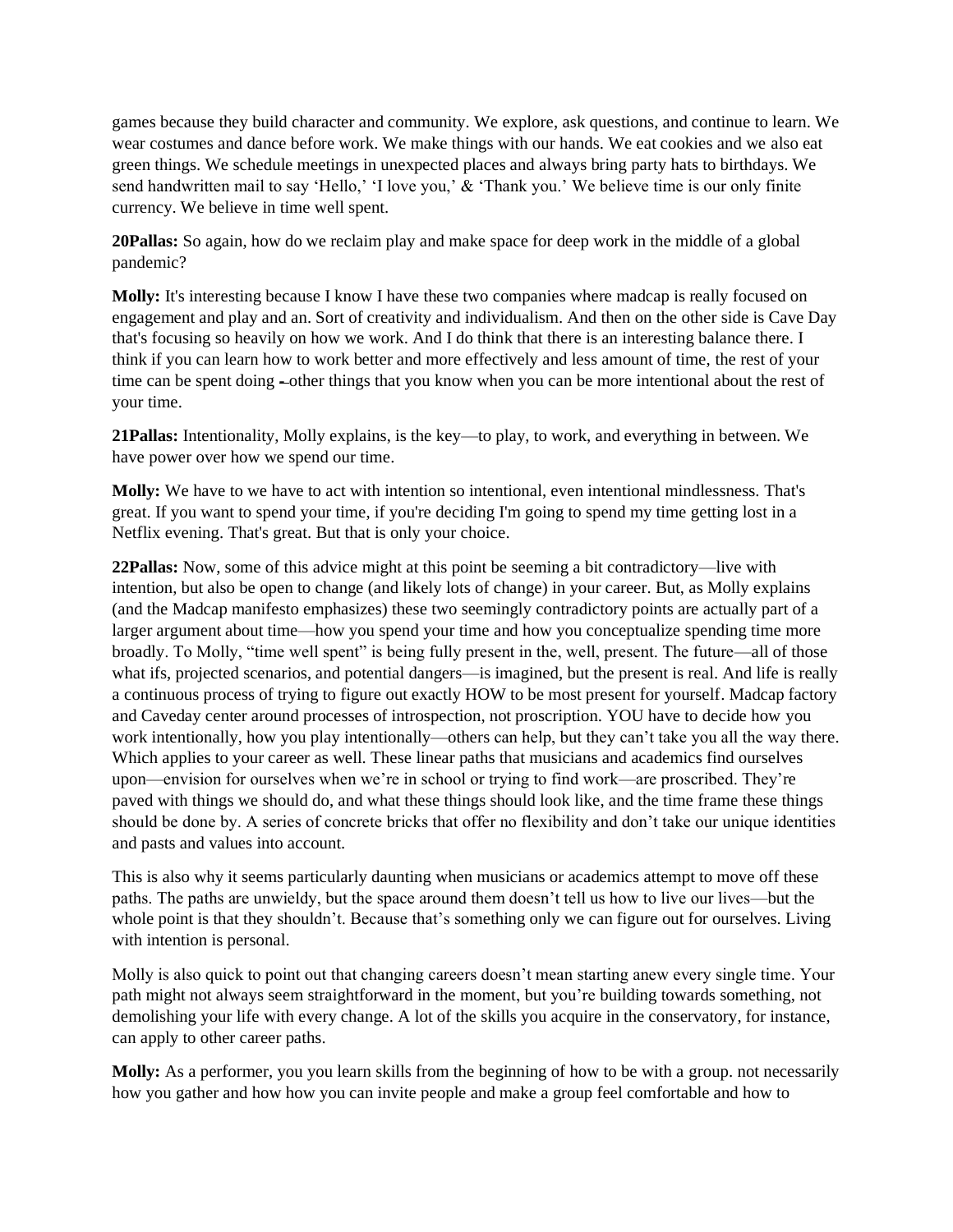games because they build character and community. We explore, ask questions, and continue to learn. We wear costumes and dance before work. We make things with our hands. We eat cookies and we also eat green things. We schedule meetings in unexpected places and always bring party hats to birthdays. We send handwritten mail to say 'Hello,' 'I love you,' & 'Thank you.' We believe time is our only finite currency. We believe in time well spent.

**20Pallas:** So again, how do we reclaim play and make space for deep work in the middle of a global pandemic?

**Molly:** It's interesting because I know I have these two companies where madcap is really focused on engagement and play and an. Sort of creativity and individualism. And then on the other side is Cave Day that's focusing so heavily on how we work. And I do think that there is an interesting balance there. I think if you can learn how to work better and more effectively and less amount of time, the rest of your time can be spent doing -other things that you know when you can be more intentional about the rest of your time.

**21Pallas:** Intentionality, Molly explains, is the key—to play, to work, and everything in between. We have power over how we spend our time.

**Molly:** We have to we have to act with intention so intentional, even intentional mindlessness. That's great. If you want to spend your time, if you're deciding I'm going to spend my time getting lost in a Netflix evening. That's great. But that is only your choice.

**22Pallas:** Now, some of this advice might at this point be seeming a bit contradictory—live with intention, but also be open to change (and likely lots of change) in your career. But, as Molly explains (and the Madcap manifesto emphasizes) these two seemingly contradictory points are actually part of a larger argument about time—how you spend your time and how you conceptualize spending time more broadly. To Molly, "time well spent" is being fully present in the, well, present. The future—all of those what ifs, projected scenarios, and potential dangers—is imagined, but the present is real. And life is really a continuous process of trying to figure out exactly HOW to be most present for yourself. Madcap factory and Caveday center around processes of introspection, not proscription. YOU have to decide how you work intentionally, how you play intentionally—others can help, but they can't take you all the way there. Which applies to your career as well. These linear paths that musicians and academics find ourselves upon—envision for ourselves when we're in school or trying to find work—are proscribed. They're paved with things we should do, and what these things should look like, and the time frame these things should be done by. A series of concrete bricks that offer no flexibility and don't take our unique identities and pasts and values into account.

This is also why it seems particularly daunting when musicians or academics attempt to move off these paths. The paths are unwieldy, but the space around them doesn't tell us how to live our lives—but the whole point is that they shouldn't. Because that's something only we can figure out for ourselves. Living with intention is personal.

Molly is also quick to point out that changing careers doesn't mean starting anew every single time. Your path might not always seem straightforward in the moment, but you're building towards something, not demolishing your life with every change. A lot of the skills you acquire in the conservatory, for instance, can apply to other career paths.

**Molly:** As a performer, you you learn skills from the beginning of how to be with a group. not necessarily how you gather and how how you can invite people and make a group feel comfortable and how to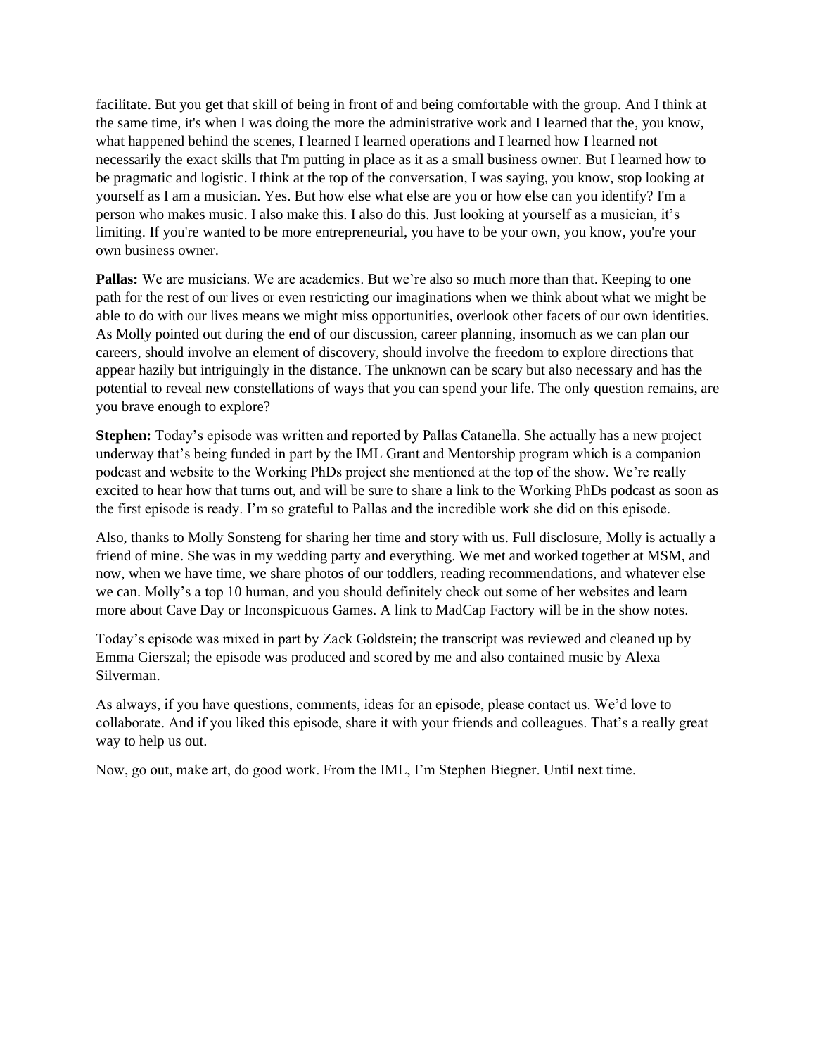facilitate. But you get that skill of being in front of and being comfortable with the group. And I think at the same time, it's when I was doing the more the administrative work and I learned that the, you know, what happened behind the scenes, I learned I learned operations and I learned how I learned not necessarily the exact skills that I'm putting in place as it as a small business owner. But I learned how to be pragmatic and logistic. I think at the top of the conversation, I was saying, you know, stop looking at yourself as I am a musician. Yes. But how else what else are you or how else can you identify? I'm a person who makes music. I also make this. I also do this. Just looking at yourself as a musician, it's limiting. If you're wanted to be more entrepreneurial, you have to be your own, you know, you're your own business owner.

**Pallas:** We are musicians. We are academics. But we're also so much more than that. Keeping to one path for the rest of our lives or even restricting our imaginations when we think about what we might be able to do with our lives means we might miss opportunities, overlook other facets of our own identities. As Molly pointed out during the end of our discussion, career planning, insomuch as we can plan our careers, should involve an element of discovery, should involve the freedom to explore directions that appear hazily but intriguingly in the distance. The unknown can be scary but also necessary and has the potential to reveal new constellations of ways that you can spend your life. The only question remains, are you brave enough to explore?

**Stephen:** Today's episode was written and reported by Pallas Catanella. She actually has a new project underway that's being funded in part by the IML Grant and Mentorship program which is a companion podcast and website to the Working PhDs project she mentioned at the top of the show. We're really excited to hear how that turns out, and will be sure to share a link to the Working PhDs podcast as soon as the first episode is ready. I'm so grateful to Pallas and the incredible work she did on this episode.

Also, thanks to Molly Sonsteng for sharing her time and story with us. Full disclosure, Molly is actually a friend of mine. She was in my wedding party and everything. We met and worked together at MSM, and now, when we have time, we share photos of our toddlers, reading recommendations, and whatever else we can. Molly's a top 10 human, and you should definitely check out some of her websites and learn more about Cave Day or Inconspicuous Games. A link to MadCap Factory will be in the show notes.

Today's episode was mixed in part by Zack Goldstein; the transcript was reviewed and cleaned up by Emma Gierszal; the episode was produced and scored by me and also contained music by Alexa Silverman.

As always, if you have questions, comments, ideas for an episode, please contact us. We'd love to collaborate. And if you liked this episode, share it with your friends and colleagues. That's a really great way to help us out.

Now, go out, make art, do good work. From the IML, I'm Stephen Biegner. Until next time.